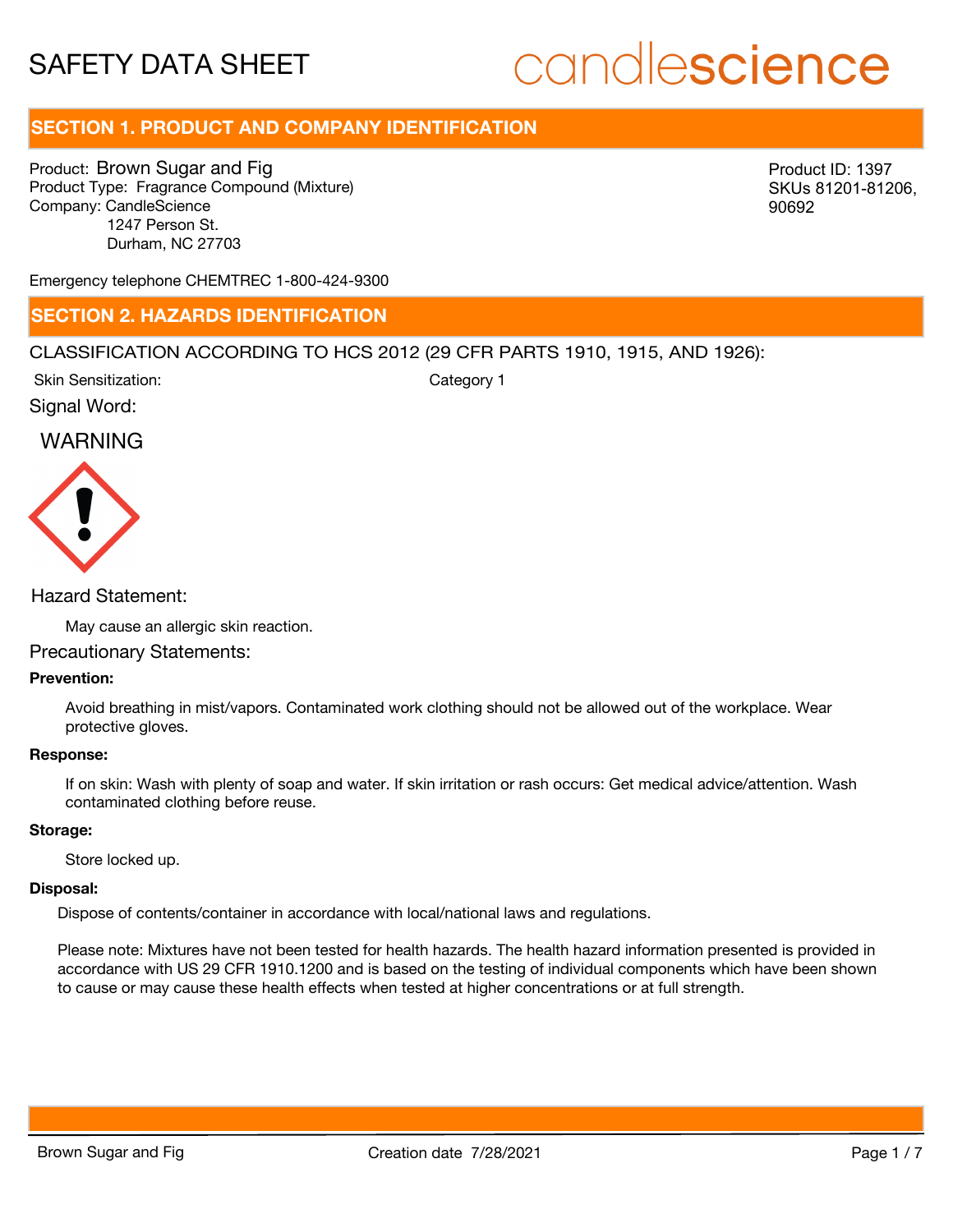# SAFETY DATA SHEET

candlescience

## SECTION 1. PRODUCT AND COMPANY IDENTIFICATION

Product: Brown Sugar and Fig
Product Type: Fragrance Compound (Mixture)
Company: CandleScience
1247 Person St.
Durham, NC 27703

Product ID: 1397
SKUs 81201-81206, 90692

Emergency telephone CHEMTREC 1-800-424-9300

## SECTION 2. HAZARDS IDENTIFICATION

CLASSIFICATION ACCORDING TO HCS 2012 (29 CFR PARTS 1910, 1915, AND 1926):

| Skin Sensitization: | Category 1 |
|---|---|

Signal Word:

WARNING

Hazard Statement:

May cause an allergic skin reaction.

Precautionary Statements:

**Prevention:**

Avoid breathing in mist/vapors. Contaminated work clothing should not be allowed out of the workplace. Wear protective gloves.

**Response:**

If on skin: Wash with plenty of soap and water. If skin irritation or rash occurs: Get medical advice/attention. Wash contaminated clothing before reuse.

**Storage:**

Store locked up.

**Disposal:**

Dispose of contents/container in accordance with local/national laws and regulations.

Please note: Mixtures have not been tested for health hazards. The health hazard information presented is provided in accordance with US 29 CFR 1910.1200 and is based on the testing of individual components which have been shown to cause or may cause these health effects when tested at higher concentrations or at full strength.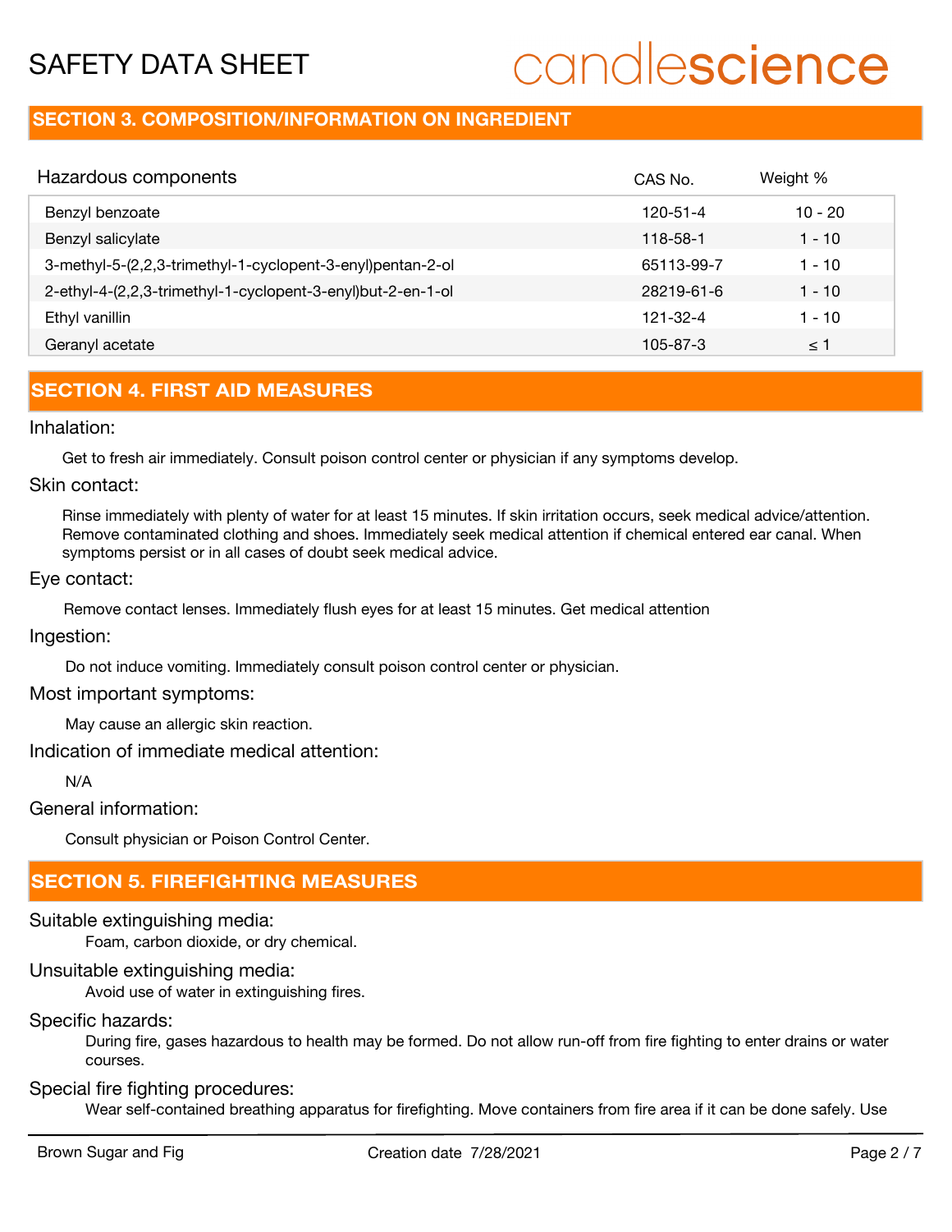## SECTION 3. COMPOSITION/INFORMATION ON INGREDIENT

| Hazardous components | CAS No. | Weight % |
| --- | --- | --- |
| Benzyl benzoate | 120-51-4 | 10 - 20 |
| Benzyl salicylate | 118-58-1 | 1 - 10 |
| 3-methyl-5-(2,2,3-trimethyl-1-cyclopent-3-enyl)pentan-2-ol | 65113-99-7 | 1 - 10 |
| 2-ethyl-4-(2,2,3-trimethyl-1-cyclopent-3-enyl)but-2-en-1-ol | 28219-61-6 | 1 - 10 |
| Ethyl vanillin | 121-32-4 | 1 - 10 |
| Geranyl acetate | 105-87-3 | ≤ 1 |

## SECTION 4. FIRST AID MEASURES

Inhalation:

Get to fresh air immediately. Consult poison control center or physician if any symptoms develop.

Skin contact:

Rinse immediately with plenty of water for at least 15 minutes. If skin irritation occurs, seek medical advice/attention. Remove contaminated clothing and shoes. Immediately seek medical attention if chemical entered ear canal. When symptoms persist or in all cases of doubt seek medical advice.

Eye contact:

Remove contact lenses. Immediately flush eyes for at least 15 minutes. Get medical attention

Ingestion:

Do not induce vomiting. Immediately consult poison control center or physician.

Most important symptoms:

May cause an allergic skin reaction.

Indication of immediate medical attention:

N/A

General information:

Consult physician or Poison Control Center.

## SECTION 5. FIREFIGHTING MEASURES

Suitable extinguishing media:

Foam, carbon dioxide, or dry chemical.

Unsuitable extinguishing media:

Avoid use of water in extinguishing fires.

Specific hazards:

During fire, gases hazardous to health may be formed. Do not allow run-off from fire fighting to enter drains or water courses.

Special fire fighting procedures:

Wear self-contained breathing apparatus for firefighting. Move containers from fire area if it can be done safely. Use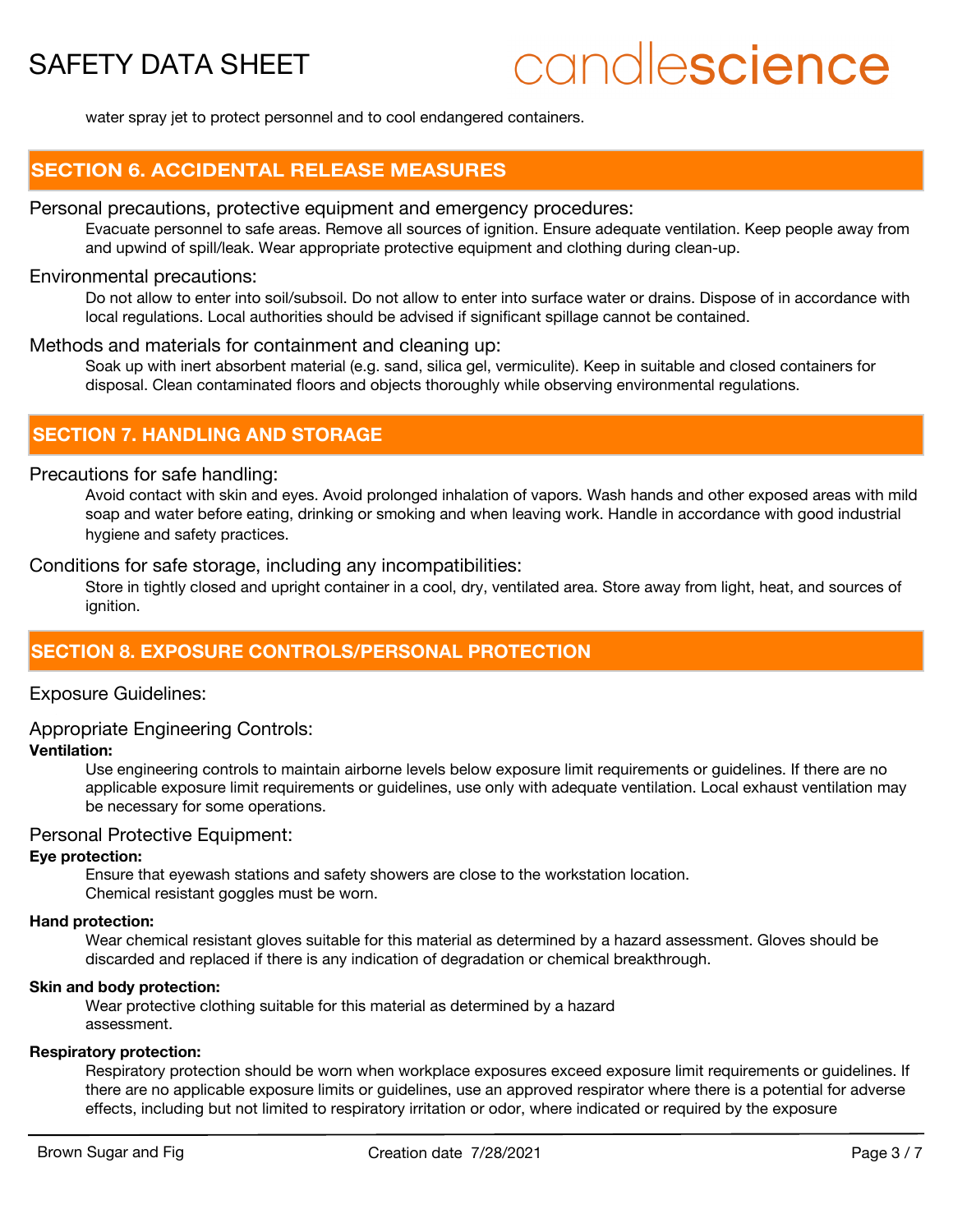water spray jet to protect personnel and to cool endangered containers.

## SECTION 6. ACCIDENTAL RELEASE MEASURES

Personal precautions, protective equipment and emergency procedures:

Evacuate personnel to safe areas. Remove all sources of ignition. Ensure adequate ventilation. Keep people away from and upwind of spill/leak. Wear appropriate protective equipment and clothing during clean-up.

Environmental precautions:

Do not allow to enter into soil/subsoil. Do not allow to enter into surface water or drains. Dispose of in accordance with local regulations. Local authorities should be advised if significant spillage cannot be contained.

Methods and materials for containment and cleaning up:

Soak up with inert absorbent material (e.g. sand, silica gel, vermiculite). Keep in suitable and closed containers for disposal. Clean contaminated floors and objects thoroughly while observing environmental regulations.

## SECTION 7. HANDLING AND STORAGE

Precautions for safe handling:

Avoid contact with skin and eyes. Avoid prolonged inhalation of vapors. Wash hands and other exposed areas with mild soap and water before eating, drinking or smoking and when leaving work. Handle in accordance with good industrial hygiene and safety practices.

Conditions for safe storage, including any incompatibilities:

Store in tightly closed and upright container in a cool, dry, ventilated area. Store away from light, heat, and sources of ignition.

## SECTION 8. EXPOSURE CONTROLS/PERSONAL PROTECTION

Exposure Guidelines:

Appropriate Engineering Controls:

**Ventilation:**

Use engineering controls to maintain airborne levels below exposure limit requirements or guidelines. If there are no applicable exposure limit requirements or guidelines, use only with adequate ventilation. Local exhaust ventilation may be necessary for some operations.

Personal Protective Equipment:

**Eye protection:**

Ensure that eyewash stations and safety showers are close to the workstation location.
Chemical resistant goggles must be worn.

**Hand protection:**

Wear chemical resistant gloves suitable for this material as determined by a hazard assessment. Gloves should be discarded and replaced if there is any indication of degradation or chemical breakthrough.

**Skin and body protection:**

Wear protective clothing suitable for this material as determined by a hazard assessment.

**Respiratory protection:**

Respiratory protection should be worn when workplace exposures exceed exposure limit requirements or guidelines. If there are no applicable exposure limits or guidelines, use an approved respirator where there is a potential for adverse effects, including but not limited to respiratory irritation or odor, where indicated or required by the exposure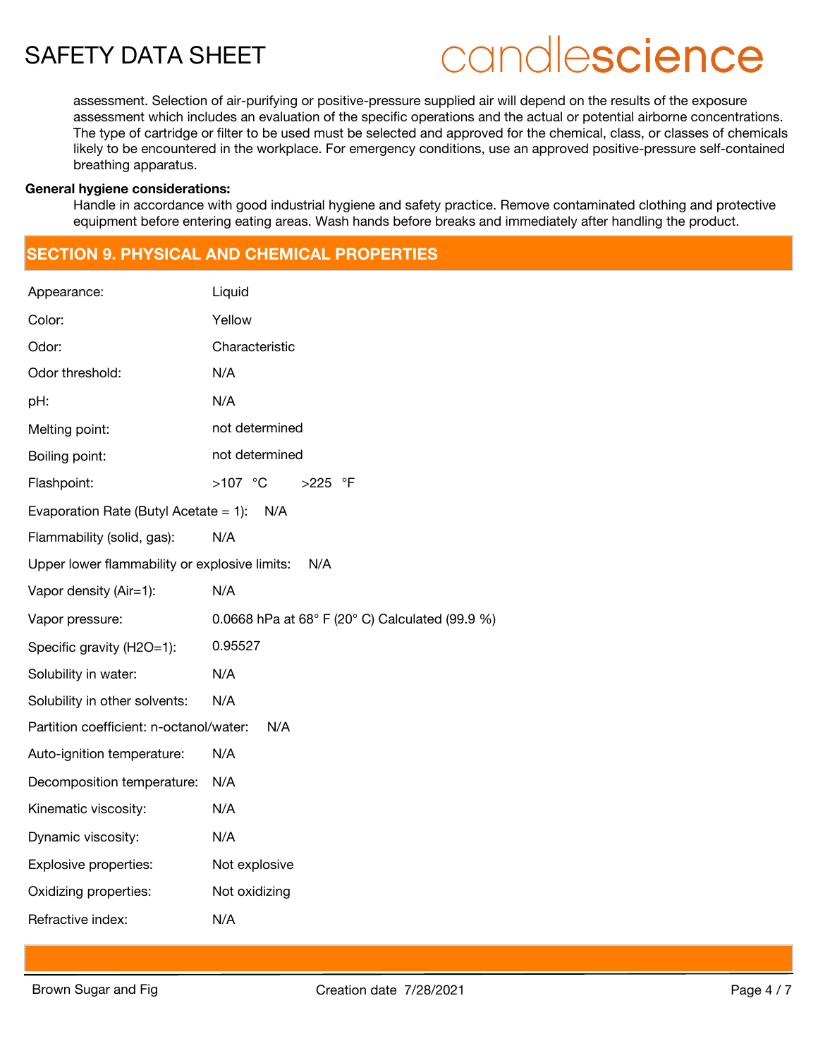assessment. Selection of air-purifying or positive-pressure supplied air will depend on the results of the exposure assessment which includes an evaluation of the specific operations and the actual or potential airborne concentrations. The type of cartridge or filter to be used must be selected and approved for the chemical, class, or classes of chemicals likely to be encountered in the workplace. For emergency conditions, use an approved positive-pressure self-contained breathing apparatus.

**General hygiene considerations:**

Handle in accordance with good industrial hygiene and safety practice. Remove contaminated clothing and protective equipment before entering eating areas. Wash hands before breaks and immediately after handling the product.

## SECTION 9. PHYSICAL AND CHEMICAL PROPERTIES

| Property | Value |
|---|---|
| Appearance: | Liquid |
| Color: | Yellow |
| Odor: | Characteristic |
| Odor threshold: | N/A |
| pH: | N/A |
| Melting point: | not determined |
| Boiling point: | not determined |
| Flashpoint: | >107 °C >225 °F |
| Evaporation Rate (Butyl Acetate = 1): | N/A |
| Flammability (solid, gas): | N/A |
| Upper lower flammability or explosive limits: | N/A |
| Vapor density (Air=1): | N/A |
| Vapor pressure: | 0.0668 hPa at 68° F (20° C) Calculated (99.9 %) |
| Specific gravity (H2O=1): | 0.95527 |
| Solubility in water: | N/A |
| Solubility in other solvents: | N/A |
| Partition coefficient: n-octanol/water: | N/A |
| Auto-ignition temperature: | N/A |
| Decomposition temperature: | N/A |
| Kinematic viscosity: | N/A |
| Dynamic viscosity: | N/A |
| Explosive properties: | Not explosive |
| Oxidizing properties: | Not oxidizing |
| Refractive index: | N/A |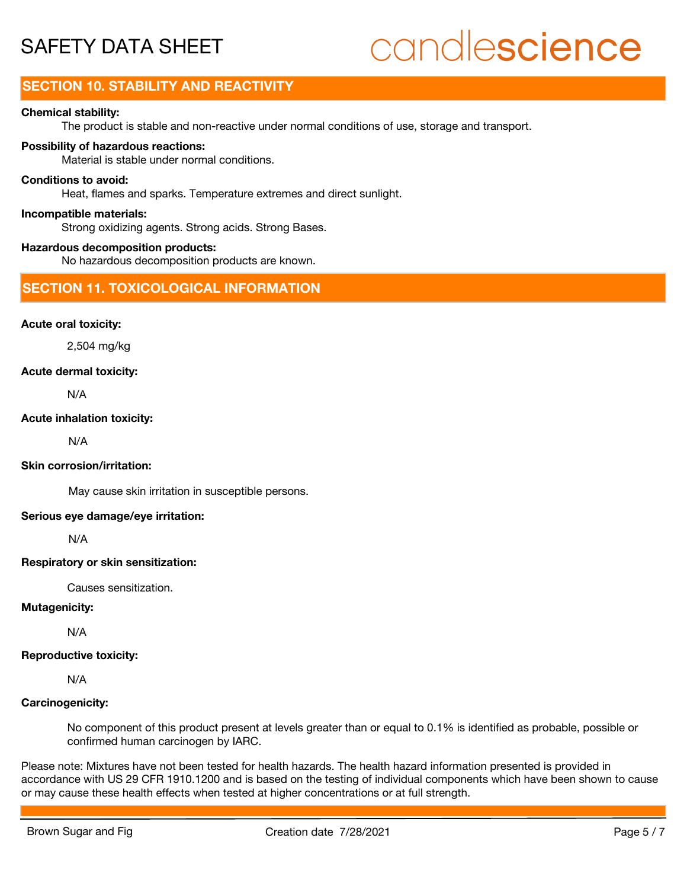## SECTION 10. STABILITY AND REACTIVITY

**Chemical stability:**

The product is stable and non-reactive under normal conditions of use, storage and transport.

**Possibility of hazardous reactions:**

Material is stable under normal conditions.

**Conditions to avoid:**

Heat, flames and sparks. Temperature extremes and direct sunlight.

**Incompatible materials:**

Strong oxidizing agents. Strong acids. Strong Bases.

**Hazardous decomposition products:**

No hazardous decomposition products are known.

## SECTION 11. TOXICOLOGICAL INFORMATION

**Acute oral toxicity:**

2,504 mg/kg

**Acute dermal toxicity:**

N/A

**Acute inhalation toxicity:**

N/A

**Skin corrosion/irritation:**

May cause skin irritation in susceptible persons.

**Serious eye damage/eye irritation:**

N/A

**Respiratory or skin sensitization:**

Causes sensitization.

**Mutagenicity:**

N/A

**Reproductive toxicity:**

N/A

**Carcinogenicity:**

No component of this product present at levels greater than or equal to 0.1% is identified as probable, possible or confirmed human carcinogen by IARC.

Please note: Mixtures have not been tested for health hazards. The health hazard information presented is provided in accordance with US 29 CFR 1910.1200 and is based on the testing of individual components which have been shown to cause or may cause these health effects when tested at higher concentrations or at full strength.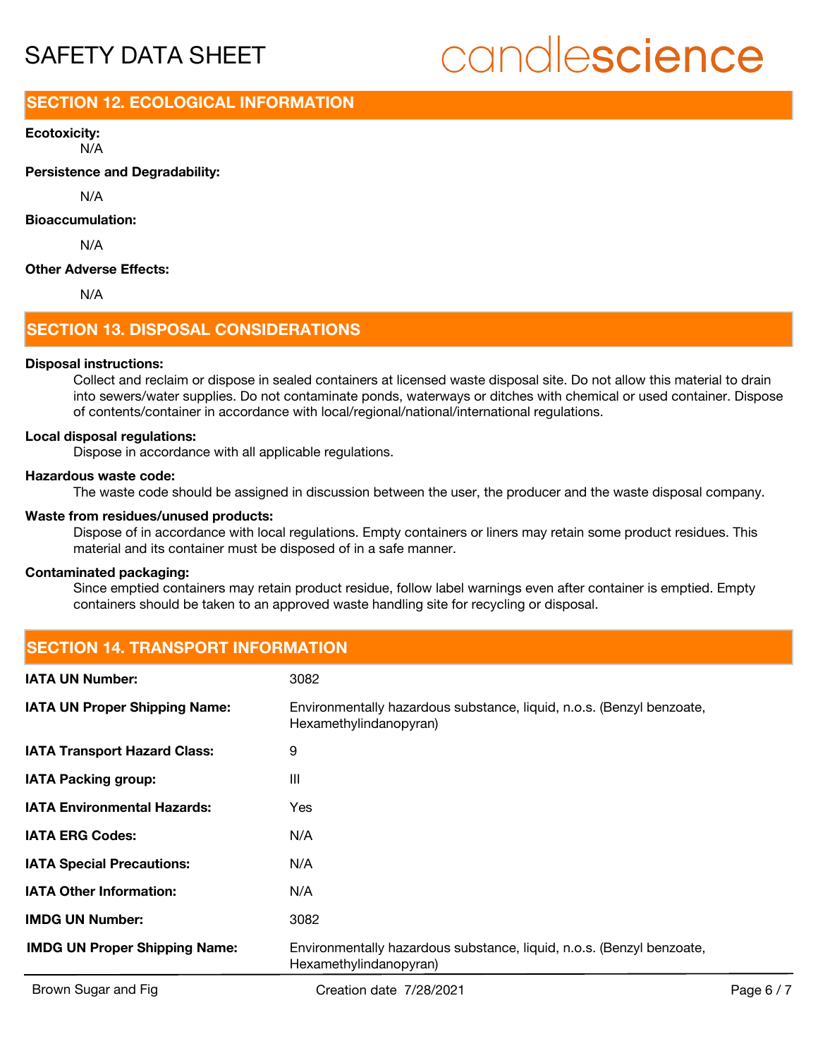## SECTION 12. ECOLOGICAL INFORMATION

**Ecotoxicity:**

N/A

**Persistence and Degradability:**

N/A

**Bioaccumulation:**

N/A

**Other Adverse Effects:**

N/A

## SECTION 13. DISPOSAL CONSIDERATIONS

**Disposal instructions:**

Collect and reclaim or dispose in sealed containers at licensed waste disposal site. Do not allow this material to drain into sewers/water supplies. Do not contaminate ponds, waterways or ditches with chemical or used container. Dispose of contents/container in accordance with local/regional/national/international regulations.

**Local disposal regulations:**

Dispose in accordance with all applicable regulations.

**Hazardous waste code:**

The waste code should be assigned in discussion between the user, the producer and the waste disposal company.

**Waste from residues/unused products:**

Dispose of in accordance with local regulations. Empty containers or liners may retain some product residues. This material and its container must be disposed of in a safe manner.

**Contaminated packaging:**

Since emptied containers may retain product residue, follow label warnings even after container is emptied. Empty containers should be taken to an approved waste handling site for recycling or disposal.

## SECTION 14. TRANSPORT INFORMATION

| | |
|---|---|
| **IATA UN Number:** | 3082 |
| **IATA UN Proper Shipping Name:** | Environmentally hazardous substance, liquid, n.o.s. (Benzyl benzoate, Hexamethylindanopyran) |
| **IATA Transport Hazard Class:** | 9 |
| **IATA Packing group:** | III |
| **IATA Environmental Hazards:** | Yes |
| **IATA ERG Codes:** | N/A |
| **IATA Special Precautions:** | N/A |
| **IATA Other Information:** | N/A |
| **IMDG UN Number:** | 3082 |
| **IMDG UN Proper Shipping Name:** | Environmentally hazardous substance, liquid, n.o.s. (Benzyl benzoate, Hexamethylindanopyran) |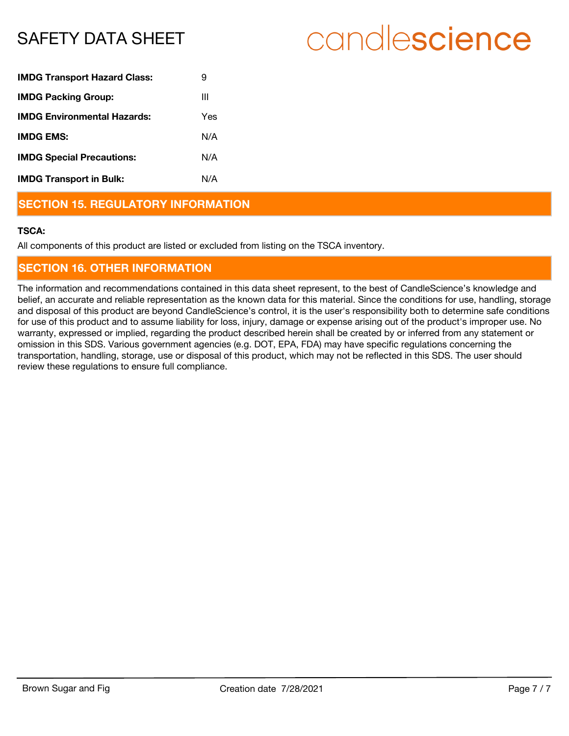| | |
|---|---|
| **IMDG Transport Hazard Class:** | 9 |
| **IMDG Packing Group:** | III |
| **IMDG Environmental Hazards:** | Yes |
| **IMDG EMS:** | N/A |
| **IMDG Special Precautions:** | N/A |
| **IMDG Transport in Bulk:** | N/A |

## SECTION 15. REGULATORY INFORMATION

**TSCA:**

All components of this product are listed or excluded from listing on the TSCA inventory.

## SECTION 16. OTHER INFORMATION

The information and recommendations contained in this data sheet represent, to the best of CandleScience's knowledge and belief, an accurate and reliable representation as the known data for this material. Since the conditions for use, handling, storage and disposal of this product are beyond CandleScience's control, it is the user's responsibility both to determine safe conditions for use of this product and to assume liability for loss, injury, damage or expense arising out of the product's improper use. No warranty, expressed or implied, regarding the product described herein shall be created by or inferred from any statement or omission in this SDS. Various government agencies (e.g. DOT, EPA, FDA) may have specific regulations concerning the transportation, handling, storage, use or disposal of this product, which may not be reflected in this SDS. The user should review these regulations to ensure full compliance.